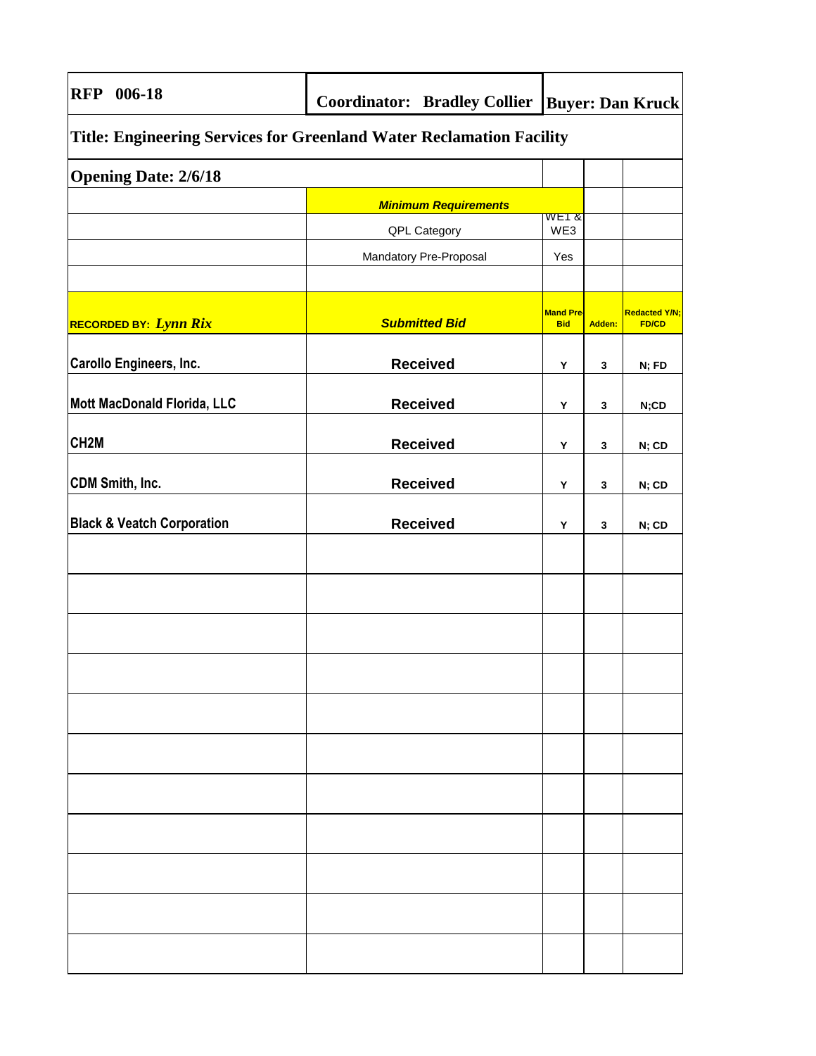| RFP 006-18 | Coordinator: Bradley Collier | Buyer: Dan Kruck | | |
|---|---|---|---|---|
| **Title: Engineering Services for Greenland Water Reclamation Facility** | | | | |
| **Opening Date: 2/6/18** | | | | |
| | ***Minimum Requirements*** | | | |
| | QPL Category | WE1 & WE3 | | |
| | Mandatory Pre-Proposal | Yes | | |
| | | | | |
| **RECORDED BY:** ***Lynn Rix*** | ***Submitted Bid*** | **Mand Pre-Bid** | **Adden:** | **Redacted Y/N; FD/CD** |
| **Carollo Engineers, Inc.** | **Received** | **Y** | **3** | **N; FD** |
| **Mott MacDonald Florida, LLC** | **Received** | **Y** | **3** | **N;CD** |
| **CH2M** | **Received** | **Y** | **3** | **N; CD** |
| **CDM Smith, Inc.** | **Received** | **Y** | **3** | **N; CD** |
| **Black & Veatch Corporation** | **Received** | **Y** | **3** | **N; CD** |
| | | | | |
| | | | | |
| | | | | |
| | | | | |
| | | | | |
| | | | | |
| | | | | |
| | | | | |
| | | | | |
| | | | | |
| | | | | |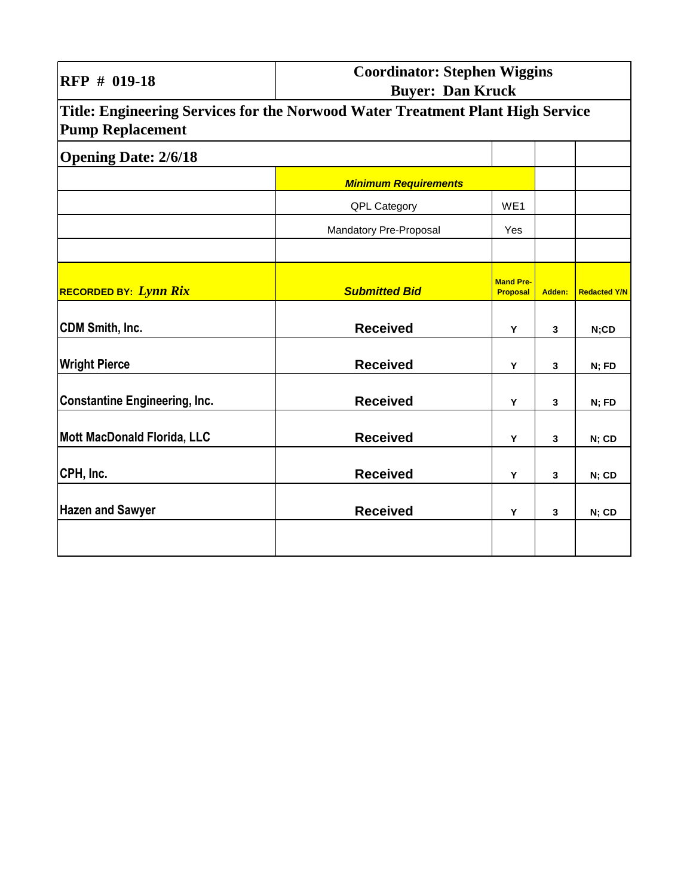| **RFP # 019-18** | **Coordinator: Stephen Wiggins**<br>**Buyer: Dan Kruck** | | | |
|---|---|---|---|---|
| **Title: Engineering Services for the Norwood Water Treatment Plant High Service Pump Replacement** | | | | |
| **Opening Date: 2/6/18** | | | | |
| | ***Minimum Requirements*** | | | |
| | QPL Category | WE1 | | |
| | Mandatory Pre-Proposal | Yes | | |
| | | | | |
| **RECORDED BY:** ***Lynn Rix*** | ***Submitted Bid*** | **Mand Pre-Proposal** | **Adden:** | **Redacted Y/N** |
| **CDM Smith, Inc.** | **Received** | **Y** | **3** | **N;CD** |
| **Wright Pierce** | **Received** | **Y** | **3** | **N; FD** |
| **Constantine Engineering, Inc.** | **Received** | **Y** | **3** | **N; FD** |
| **Mott MacDonald Florida, LLC** | **Received** | **Y** | **3** | **N; CD** |
| **CPH, Inc.** | **Received** | **Y** | **3** | **N; CD** |
| **Hazen and Sawyer** | **Received** | **Y** | **3** | **N; CD** |
| | | | | |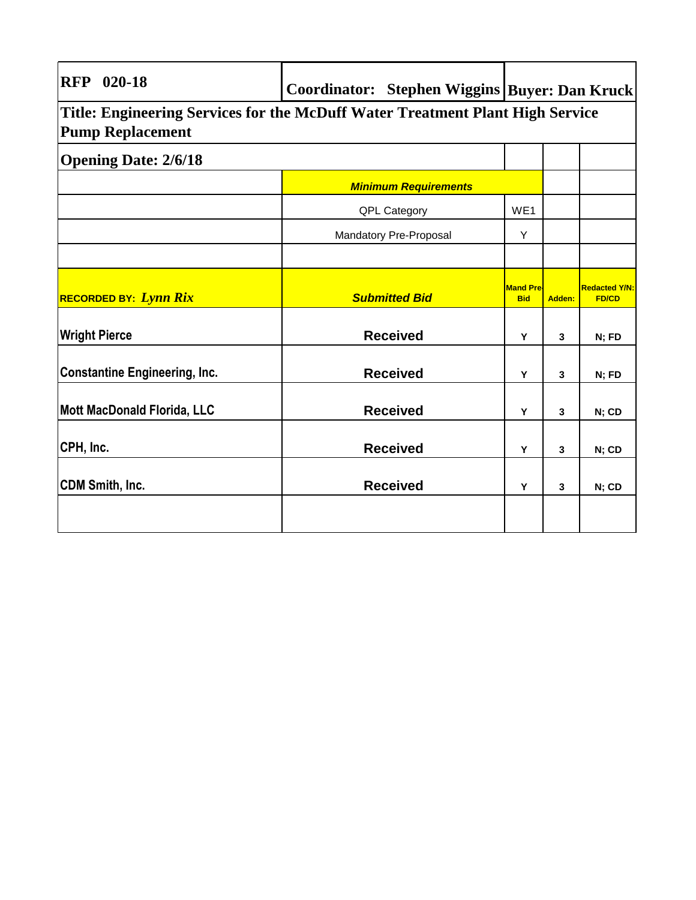| RFP 020-18 | Coordinator: Stephen Wiggins | Buyer: Dan Kruck | | |
|---|---|---|---|---|
| **Title: Engineering Services for the McDuff Water Treatment Plant High Service Pump Replacement** | | | | |
| **Opening Date: 2/6/18** | | | | |
| | ***Minimum Requirements*** | | | |
| | QPL Category | WE1 | | |
| | Mandatory Pre-Proposal | Y | | |
| | | | | |
| **RECORDED BY:** ***Lynn Rix*** | ***Submitted Bid*** | **Mand Pre-Bid** | **Adden:** | **Redacted Y/N: FD/CD** |
| **Wright Pierce** | **Received** | **Y** | **3** | **N; FD** |
| **Constantine Engineering, Inc.** | **Received** | **Y** | **3** | **N; FD** |
| **Mott MacDonald Florida, LLC** | **Received** | **Y** | **3** | **N; CD** |
| **CPH, Inc.** | **Received** | **Y** | **3** | **N; CD** |
| **CDM Smith, Inc.** | **Received** | **Y** | **3** | **N; CD** |
| | | | | |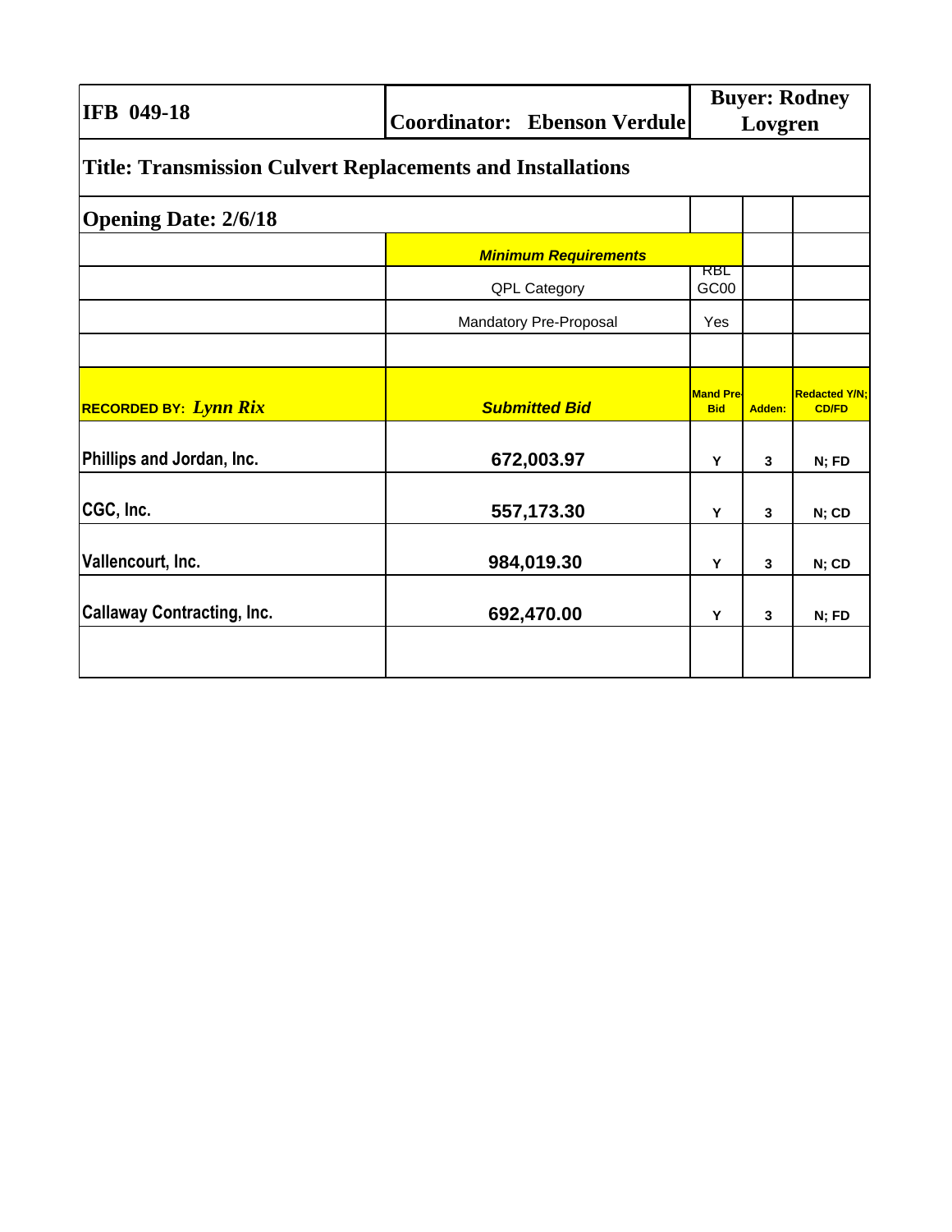| IFB 049-18 | Coordinator: Ebenson Verdule | Buyer: Rodney Lovgren | | |
|---|---|---|---|---|
| **Title: Transmission Culvert Replacements and Installations** | | | | |
| **Opening Date: 2/6/18** | | | | |
| | ***Minimum Requirements*** | | | |
| | QPL Category | RBL GC00 | | |
| | Mandatory Pre-Proposal | Yes | | |
| | | | | |
| **RECORDED BY:** ***Lynn Rix*** | ***Submitted Bid*** | **Mand Pre-Bid** | **Adden:** | **Redacted Y/N; CD/FD** |
| **Phillips and Jordan, Inc.** | **672,003.97** | **Y** | **3** | **N; FD** |
| **CGC, Inc.** | **557,173.30** | **Y** | **3** | **N; CD** |
| **Vallencourt, Inc.** | **984,019.30** | **Y** | **3** | **N; CD** |
| **Callaway Contracting, Inc.** | **692,470.00** | **Y** | **3** | **N; FD** |
| | | | | |